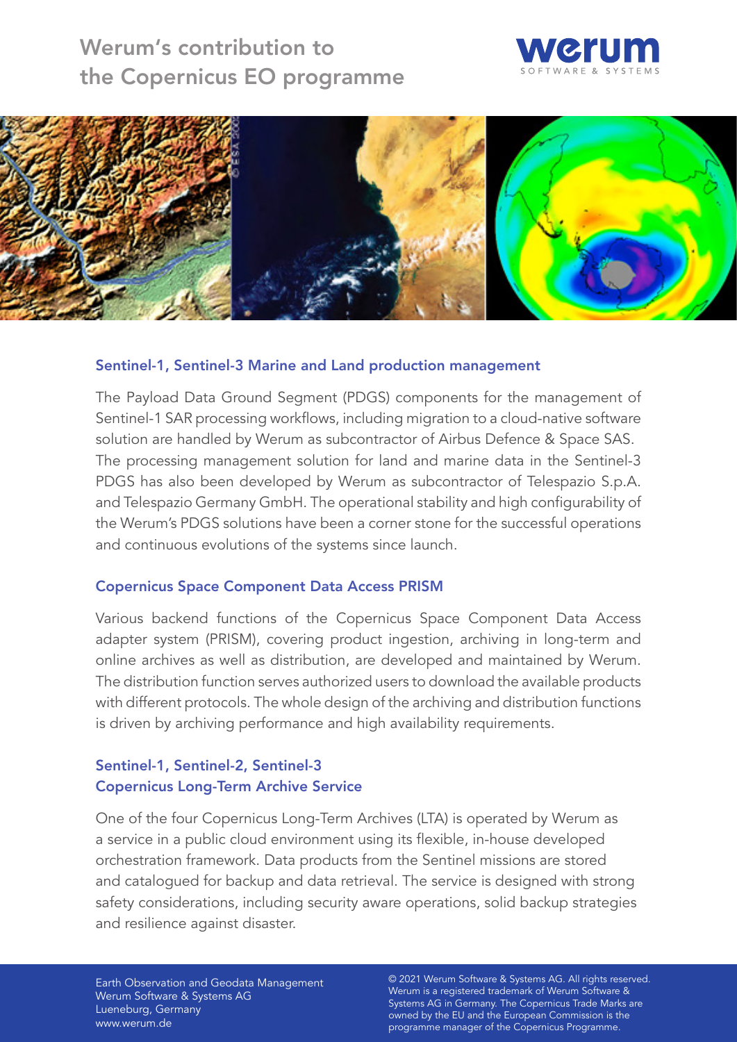# Werum's contribution to the Copernicus EO programme

## Sentinel-1, Sentinel-3 Marine and Land production management

The Payload Data Ground Segment (PDGS) components for the management of Sentinel-1 SAR processing workflows, including migration to a cloud-native software solution are handled by Werum as subcontractor of Airbus Defence & Space SAS. The processing management solution for land and marine data in the Sentinel-3 PDGS has also been developed by Werum as subcontractor of Telespazio S.p.A. and Telespazio Germany GmbH. The operational stability and high configurability of the Werum's PDGS solutions have been a corner stone for the successful operations and continuous evolutions of the systems since launch.

## Copernicus Space Component Data Access PRISM

Various backend functions of the Copernicus Space Component Data Access adapter system (PRISM), covering product ingestion, archiving in long-term and online archives as well as distribution, are developed and maintained by Werum. The distribution function serves authorized users to download the available products with different protocols. The whole design of the archiving and distribution functions is driven by archiving performance and high availability requirements.

## Sentinel-1, Sentinel-2, Sentinel-3 Copernicus Long-Term Archive Service

One of the four Copernicus Long-Term Archives (LTA) is operated by Werum as a service in a public cloud environment using its flexible, in-house developed orchestration framework. Data products from the Sentinel missions are stored and catalogued for backup and data retrieval. The service is designed with strong safety considerations, including security aware operations, solid backup strategies and resilience against disaster.

Earth Observation and Geodata Management
Werum Software & Systems AG
Lueneburg, Germany
www.werum.de

© 2021 Werum Software & Systems AG. All rights reserved. Werum is a registered trademark of Werum Software & Systems AG in Germany. The Copernicus Trade Marks are owned by the EU and the European Commission is the programme manager of the Copernicus Programme.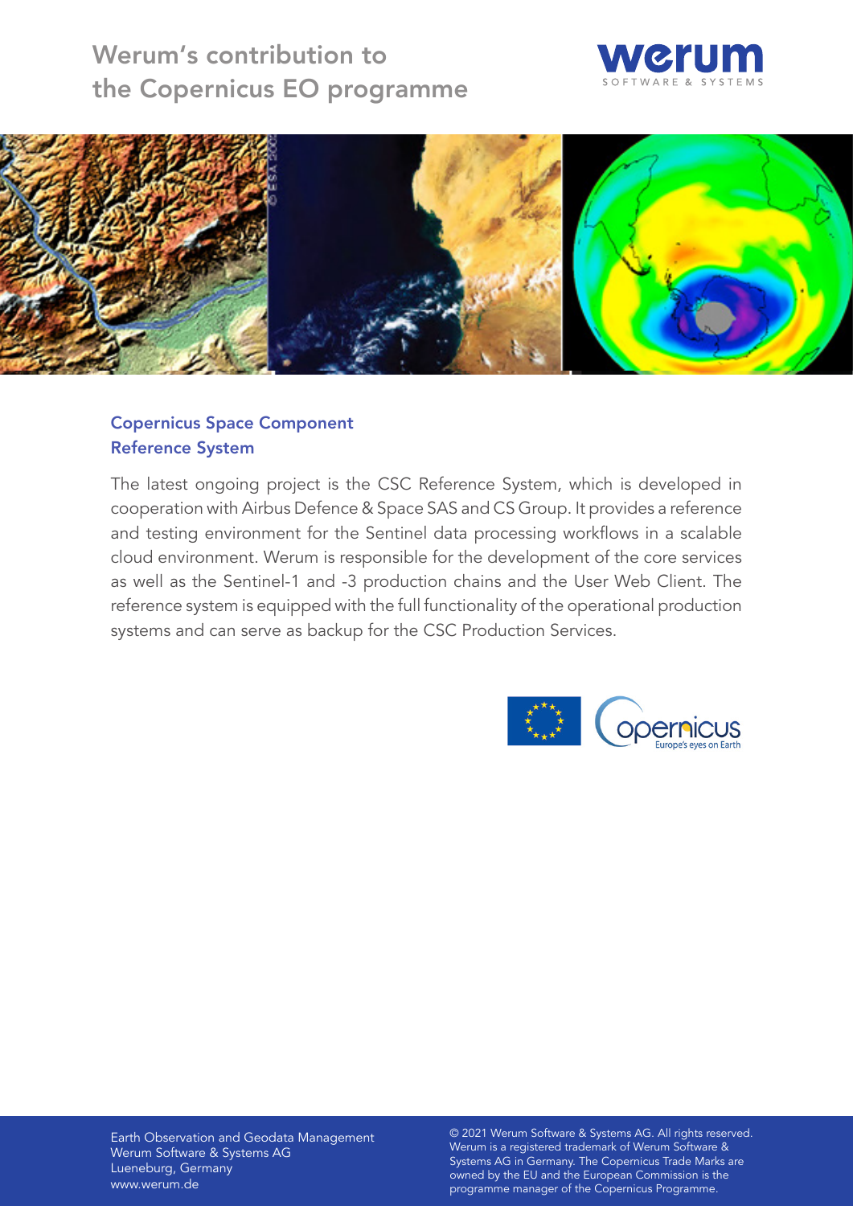# Werum's contribution to the Copernicus EO programme

## Copernicus Space Component Reference System

The latest ongoing project is the CSC Reference System, which is developed in cooperation with Airbus Defence & Space SAS and CS Group. It provides a reference and testing environment for the Sentinel data processing workflows in a scalable cloud environment. Werum is responsible for the development of the core services as well as the Sentinel-1 and -3 production chains and the User Web Client. The reference system is equipped with the full functionality of the operational production systems and can serve as backup for the CSC Production Services.

Earth Observation and Geodata Management
Werum Software & Systems AG
Lueneburg, Germany
www.werum.de

© 2021 Werum Software & Systems AG. All rights reserved. Werum is a registered trademark of Werum Software & Systems AG in Germany. The Copernicus Trade Marks are owned by the EU and the European Commission is the programme manager of the Copernicus Programme.